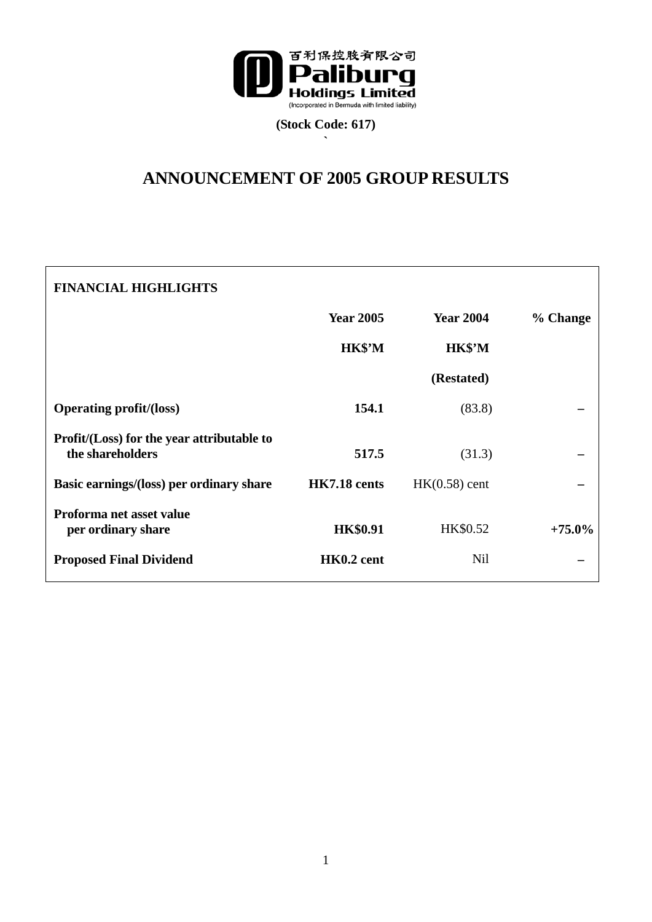百利保控股有限公司
**Paliburg**
**Holdings Limited**
(Incorporated in Bermuda with limited liability)

**(Stock Code: 617)**

# ANNOUNCEMENT OF 2005 GROUP RESULTS

| FINANCIAL HIGHLIGHTS | | | |
|---|---|---|---|
| | **Year 2005** | **Year 2004** | **% Change** |
| | **HK$'M** | **HK$'M** | |
| | | **(Restated)** | |
| **Operating profit/(loss)** | **154.1** | (83.8) | **–** |
| **Profit/(Loss) for the year attributable to the shareholders** | **517.5** | (31.3) | **–** |
| **Basic earnings/(loss) per ordinary share** | **HK7.18 cents** | HK(0.58) cent | **–** |
| **Proforma net asset value per ordinary share** | **HK$0.91** | HK$0.52 | **+75.0%** |
| **Proposed Final Dividend** | **HK0.2 cent** | Nil | **–** |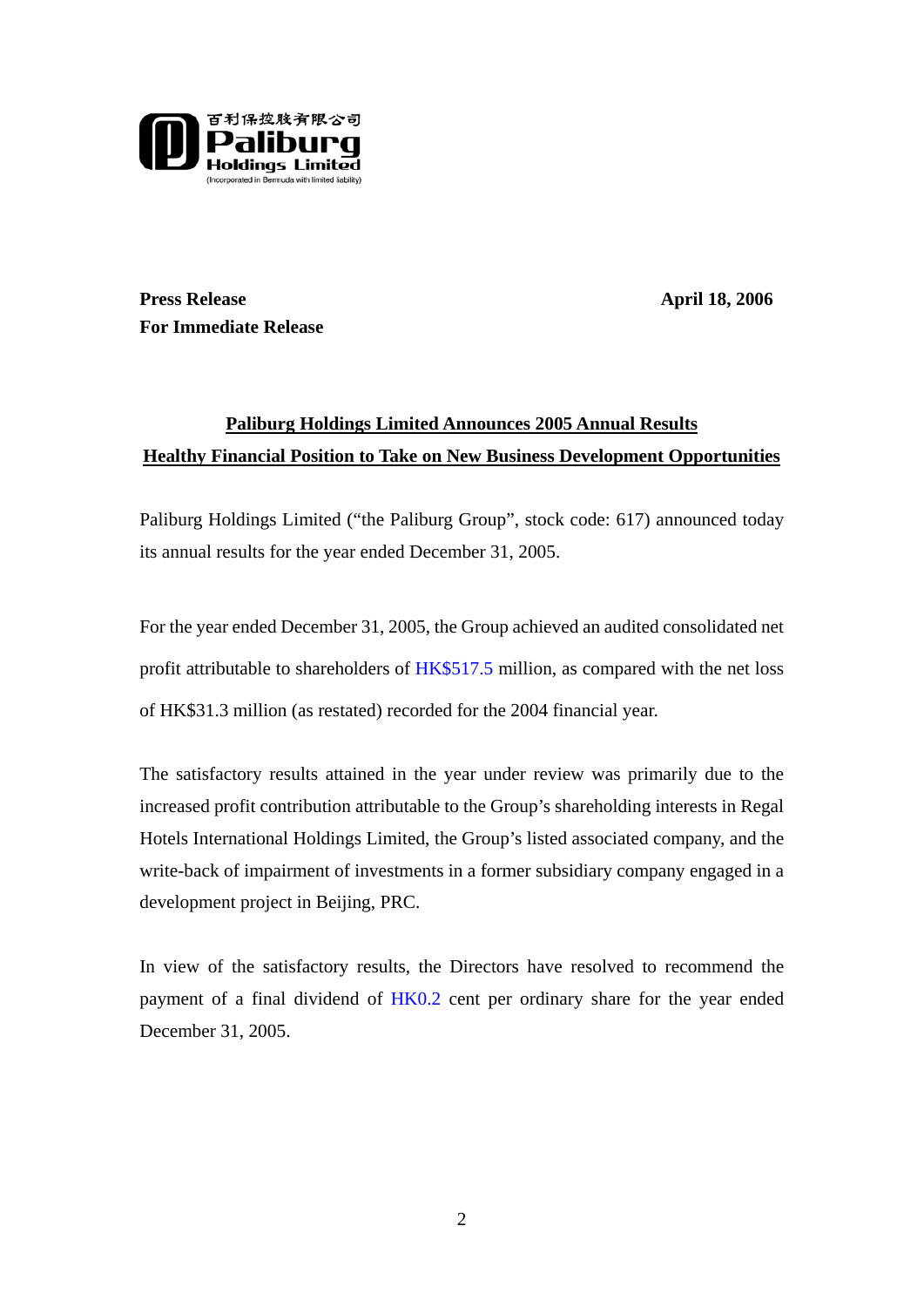百利保控股有限公司
**Paliburg Holdings Limited**
(Incorporated in Bermuda with limited liability)

**Press Release** **April 18, 2006**
**For Immediate Release**

## Paliburg Holdings Limited Announces 2005 Annual Results
## Healthy Financial Position to Take on New Business Development Opportunities

Paliburg Holdings Limited ("the Paliburg Group", stock code: 617) announced today its annual results for the year ended December 31, 2005.

For the year ended December 31, 2005, the Group achieved an audited consolidated net profit attributable to shareholders of HK$517.5 million, as compared with the net loss of HK$31.3 million (as restated) recorded for the 2004 financial year.

The satisfactory results attained in the year under review was primarily due to the increased profit contribution attributable to the Group's shareholding interests in Regal Hotels International Holdings Limited, the Group's listed associated company, and the write-back of impairment of investments in a former subsidiary company engaged in a development project in Beijing, PRC.

In view of the satisfactory results, the Directors have resolved to recommend the payment of a final dividend of HK0.2 cent per ordinary share for the year ended December 31, 2005.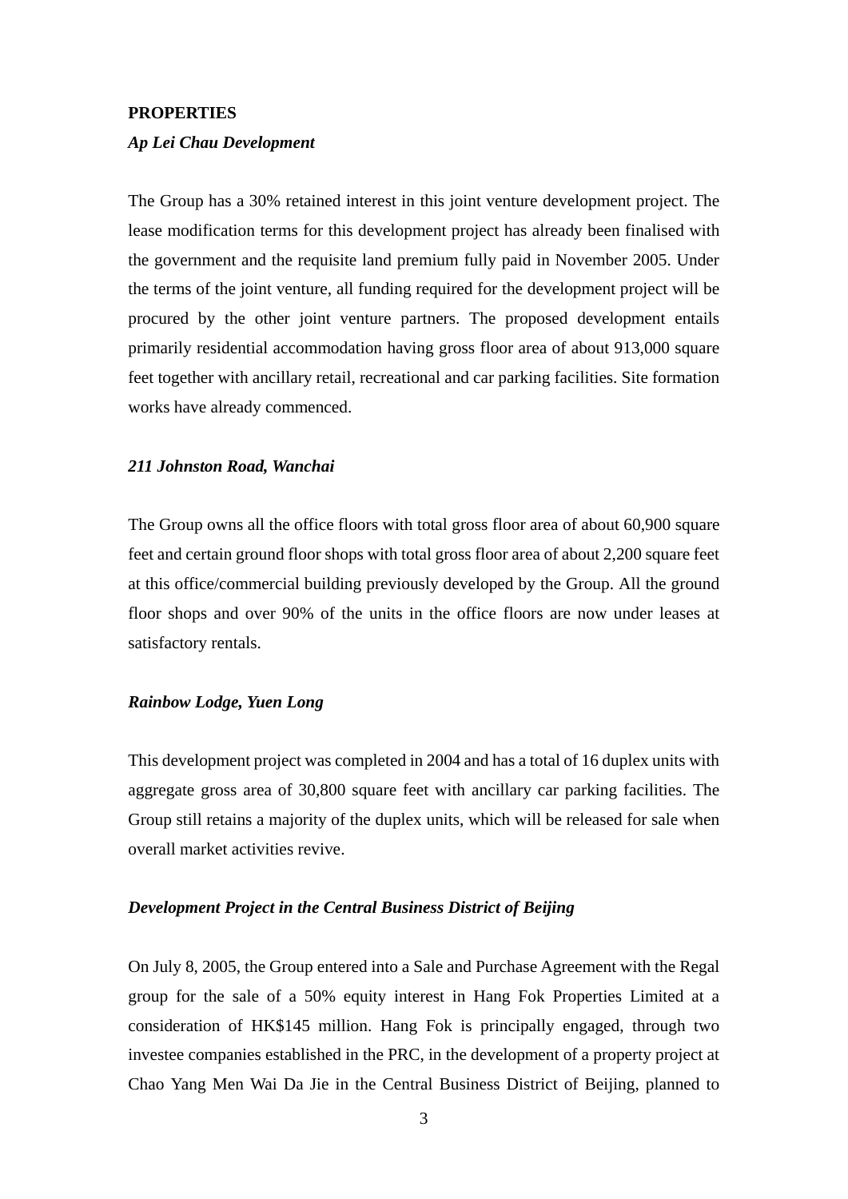**PROPERTIES**

***Ap Lei Chau Development***

The Group has a 30% retained interest in this joint venture development project. The lease modification terms for this development project has already been finalised with the government and the requisite land premium fully paid in November 2005. Under the terms of the joint venture, all funding required for the development project will be procured by the other joint venture partners. The proposed development entails primarily residential accommodation having gross floor area of about 913,000 square feet together with ancillary retail, recreational and car parking facilities. Site formation works have already commenced.

***211 Johnston Road, Wanchai***

The Group owns all the office floors with total gross floor area of about 60,900 square feet and certain ground floor shops with total gross floor area of about 2,200 square feet at this office/commercial building previously developed by the Group. All the ground floor shops and over 90% of the units in the office floors are now under leases at satisfactory rentals.

***Rainbow Lodge, Yuen Long***

This development project was completed in 2004 and has a total of 16 duplex units with aggregate gross area of 30,800 square feet with ancillary car parking facilities. The Group still retains a majority of the duplex units, which will be released for sale when overall market activities revive.

***Development Project in the Central Business District of Beijing***

On July 8, 2005, the Group entered into a Sale and Purchase Agreement with the Regal group for the sale of a 50% equity interest in Hang Fok Properties Limited at a consideration of HK$145 million. Hang Fok is principally engaged, through two investee companies established in the PRC, in the development of a property project at Chao Yang Men Wai Da Jie in the Central Business District of Beijing, planned to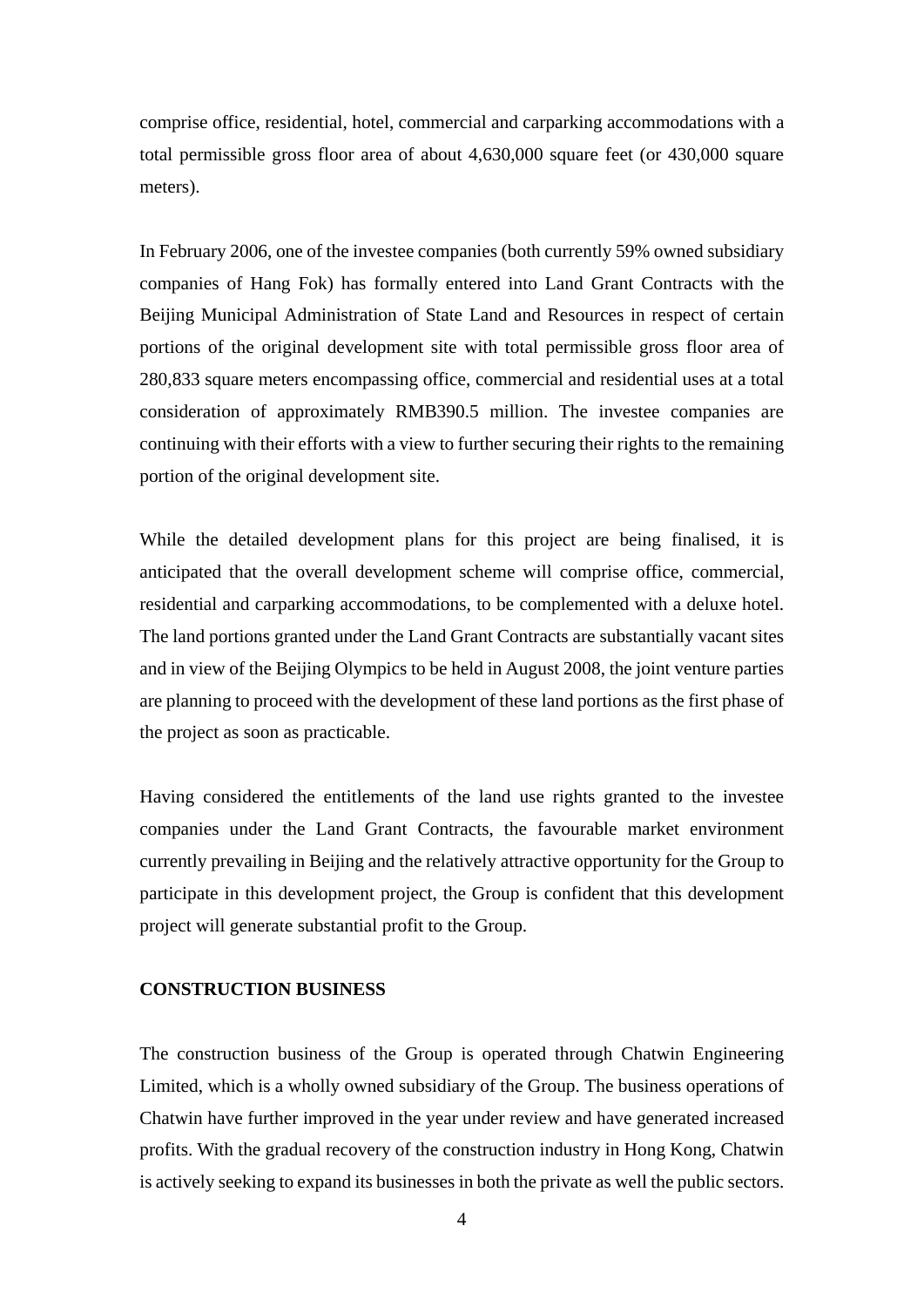comprise office, residential, hotel, commercial and carparking accommodations with a total permissible gross floor area of about 4,630,000 square feet (or 430,000 square meters).

In February 2006, one of the investee companies (both currently 59% owned subsidiary companies of Hang Fok) has formally entered into Land Grant Contracts with the Beijing Municipal Administration of State Land and Resources in respect of certain portions of the original development site with total permissible gross floor area of 280,833 square meters encompassing office, commercial and residential uses at a total consideration of approximately RMB390.5 million. The investee companies are continuing with their efforts with a view to further securing their rights to the remaining portion of the original development site.

While the detailed development plans for this project are being finalised, it is anticipated that the overall development scheme will comprise office, commercial, residential and carparking accommodations, to be complemented with a deluxe hotel. The land portions granted under the Land Grant Contracts are substantially vacant sites and in view of the Beijing Olympics to be held in August 2008, the joint venture parties are planning to proceed with the development of these land portions as the first phase of the project as soon as practicable.

Having considered the entitlements of the land use rights granted to the investee companies under the Land Grant Contracts, the favourable market environment currently prevailing in Beijing and the relatively attractive opportunity for the Group to participate in this development project, the Group is confident that this development project will generate substantial profit to the Group.

**CONSTRUCTION BUSINESS**

The construction business of the Group is operated through Chatwin Engineering Limited, which is a wholly owned subsidiary of the Group. The business operations of Chatwin have further improved in the year under review and have generated increased profits. With the gradual recovery of the construction industry in Hong Kong, Chatwin is actively seeking to expand its businesses in both the private as well the public sectors.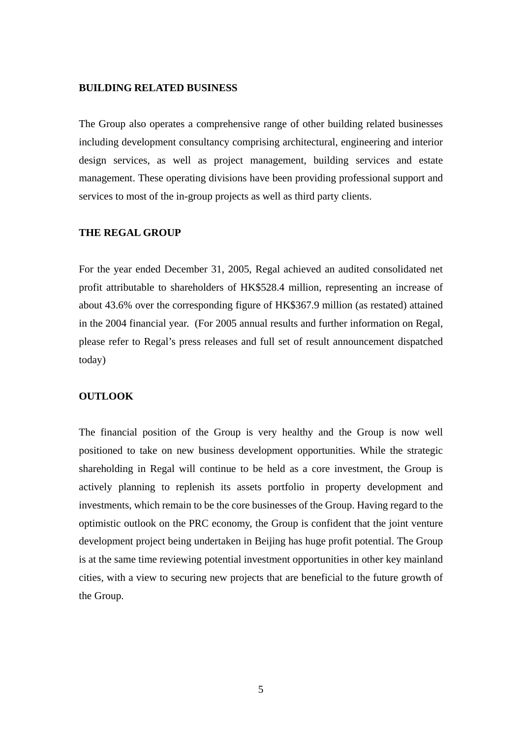**BUILDING RELATED BUSINESS**

The Group also operates a comprehensive range of other building related businesses including development consultancy comprising architectural, engineering and interior design services, as well as project management, building services and estate management. These operating divisions have been providing professional support and services to most of the in-group projects as well as third party clients.

**THE REGAL GROUP**

For the year ended December 31, 2005, Regal achieved an audited consolidated net profit attributable to shareholders of HK$528.4 million, representing an increase of about 43.6% over the corresponding figure of HK$367.9 million (as restated) attained in the 2004 financial year. (For 2005 annual results and further information on Regal, please refer to Regal's press releases and full set of result announcement dispatched today)

**OUTLOOK**

The financial position of the Group is very healthy and the Group is now well positioned to take on new business development opportunities. While the strategic shareholding in Regal will continue to be held as a core investment, the Group is actively planning to replenish its assets portfolio in property development and investments, which remain to be the core businesses of the Group. Having regard to the optimistic outlook on the PRC economy, the Group is confident that the joint venture development project being undertaken in Beijing has huge profit potential. The Group is at the same time reviewing potential investment opportunities in other key mainland cities, with a view to securing new projects that are beneficial to the future growth of the Group.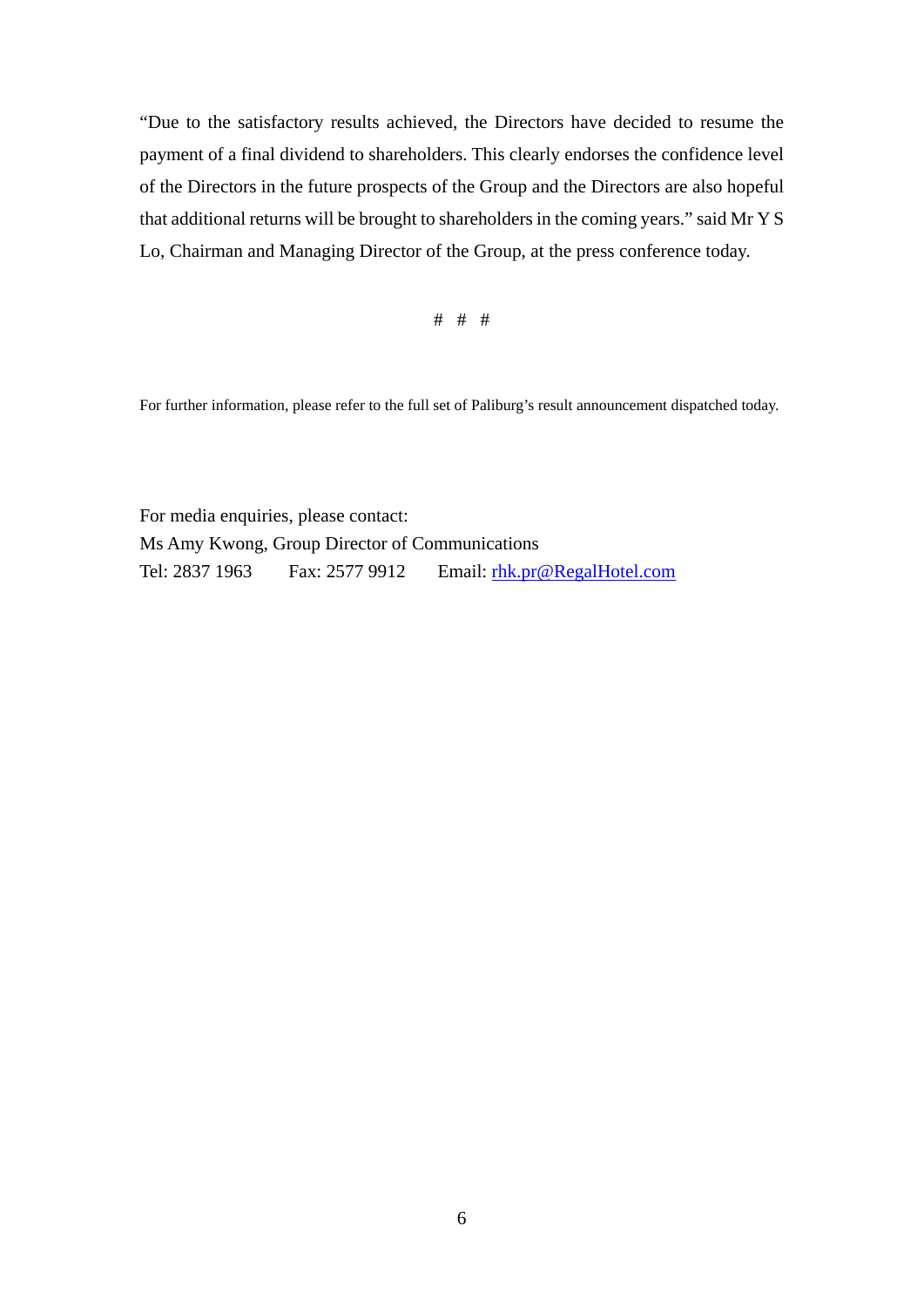"Due to the satisfactory results achieved, the Directors have decided to resume the payment of a final dividend to shareholders. This clearly endorses the confidence level of the Directors in the future prospects of the Group and the Directors are also hopeful that additional returns will be brought to shareholders in the coming years." said Mr Y S Lo, Chairman and Managing Director of the Group, at the press conference today.

# # #

For further information, please refer to the full set of Paliburg's result announcement dispatched today.

For media enquiries, please contact:
Ms Amy Kwong, Group Director of Communications
Tel: 2837 1963 Fax: 2577 9912 Email: rhk.pr@RegalHotel.com